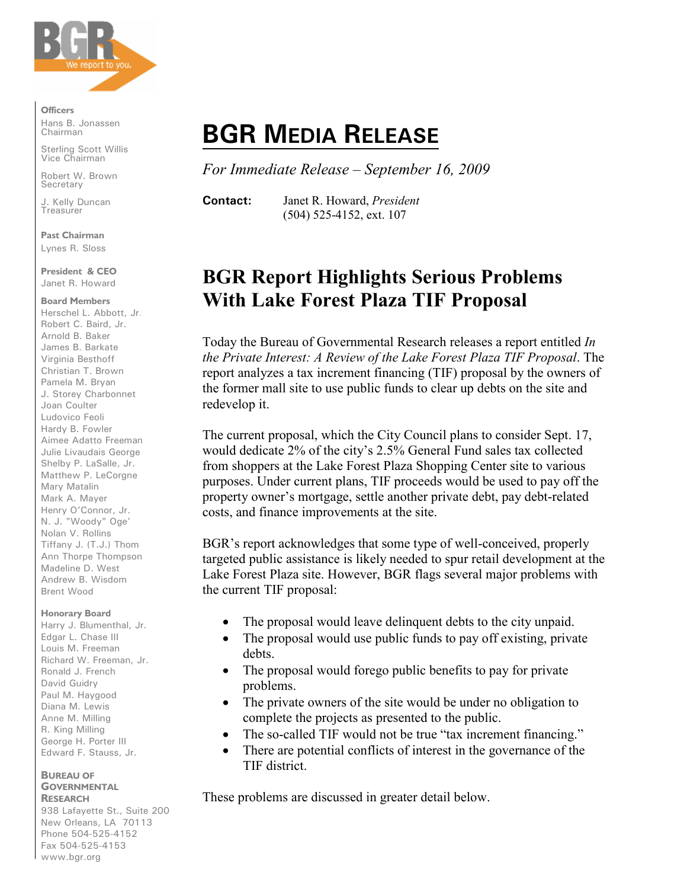Officers

Hans B. Jonassen
Chairman

Sterling Scott Willis
Vice Chairman

Robert W. Brown
Secretary

J. Kelly Duncan
Treasurer

Past Chairman

Lynes R. Sloss

President & CEO

Janet R. Howard

Board Members

Herschel L. Abbott, Jr.
Robert C. Baird, Jr.
Arnold B. Baker
James B. Barkate
Virginia Besthoff
Christian T. Brown
Pamela M. Bryan
J. Storey Charbonnet
Joan Coulter
Ludovico Feoli
Hardy B. Fowler
Aimee Adatto Freeman
Julie Livaudais George
Shelby P. LaSalle, Jr.
Matthew P. LeCorgne
Mary Matalin
Mark A. Mayer
Henry O'Connor, Jr.
N. J. "Woody" Oge'
Nolan V. Rollins
Tiffany J. (T.J.) Thom
Ann Thorpe Thompson
Madeline D. West
Andrew B. Wisdom
Brent Wood

Honorary Board

Harry J. Blumenthal, Jr.
Edgar L. Chase III
Louis M. Freeman
Richard W. Freeman, Jr.
Ronald J. French
David Guidry
Paul M. Haygood
Diana M. Lewis
Anne M. Milling
R. King Milling
George H. Porter III
Edward F. Stauss, Jr.

BUREAU OF GOVERNMENTAL RESEARCH
938 Lafayette St., Suite 200
New Orleans, LA 70113
Phone 504-525-4152
Fax 504-525-4153
www.bgr.org

# BGR MEDIA RELEASE

*For Immediate Release – September 16, 2009*

**Contact:** Janet R. Howard, *President*
(504) 525-4152, ext. 107

## BGR Report Highlights Serious Problems With Lake Forest Plaza TIF Proposal

Today the Bureau of Governmental Research releases a report entitled *In the Private Interest: A Review of the Lake Forest Plaza TIF Proposal*. The report analyzes a tax increment financing (TIF) proposal by the owners of the former mall site to use public funds to clear up debts on the site and redevelop it.

The current proposal, which the City Council plans to consider Sept. 17, would dedicate 2% of the city's 2.5% General Fund sales tax collected from shoppers at the Lake Forest Plaza Shopping Center site to various purposes. Under current plans, TIF proceeds would be used to pay off the property owner's mortgage, settle another private debt, pay debt-related costs, and finance improvements at the site.

BGR's report acknowledges that some type of well-conceived, properly targeted public assistance is likely needed to spur retail development at the Lake Forest Plaza site. However, BGR flags several major problems with the current TIF proposal:

- The proposal would leave delinquent debts to the city unpaid.
- The proposal would use public funds to pay off existing, private debts.
- The proposal would forego public benefits to pay for private problems.
- The private owners of the site would be under no obligation to complete the projects as presented to the public.
- The so-called TIF would not be true "tax increment financing."
- There are potential conflicts of interest in the governance of the TIF district.

These problems are discussed in greater detail below.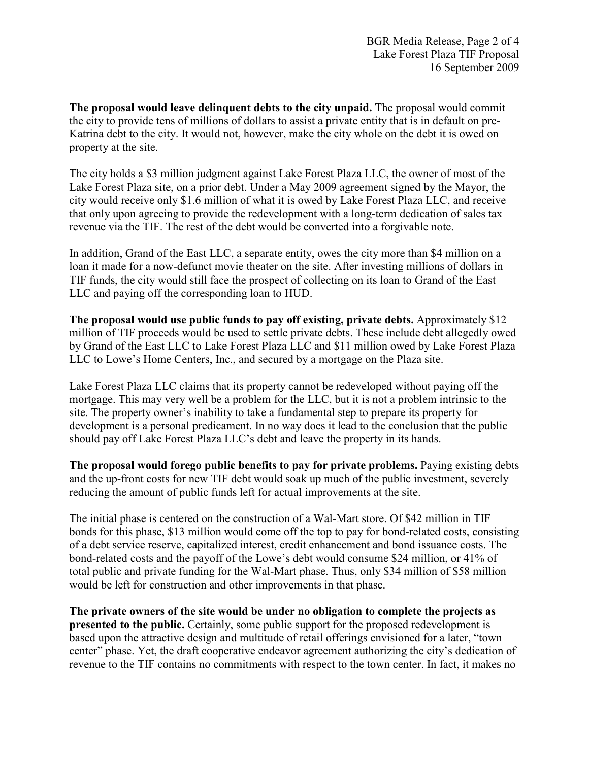**The proposal would leave delinquent debts to the city unpaid.** The proposal would commit the city to provide tens of millions of dollars to assist a private entity that is in default on pre-Katrina debt to the city. It would not, however, make the city whole on the debt it is owed on property at the site.

The city holds a $3 million judgment against Lake Forest Plaza LLC, the owner of most of the Lake Forest Plaza site, on a prior debt. Under a May 2009 agreement signed by the Mayor, the city would receive only $1.6 million of what it is owed by Lake Forest Plaza LLC, and receive that only upon agreeing to provide the redevelopment with a long-term dedication of sales tax revenue via the TIF. The rest of the debt would be converted into a forgivable note.

In addition, Grand of the East LLC, a separate entity, owes the city more than $4 million on a loan it made for a now-defunct movie theater on the site. After investing millions of dollars in TIF funds, the city would still face the prospect of collecting on its loan to Grand of the East LLC and paying off the corresponding loan to HUD.

**The proposal would use public funds to pay off existing, private debts.** Approximately $12 million of TIF proceeds would be used to settle private debts. These include debt allegedly owed by Grand of the East LLC to Lake Forest Plaza LLC and $11 million owed by Lake Forest Plaza LLC to Lowe's Home Centers, Inc., and secured by a mortgage on the Plaza site.

Lake Forest Plaza LLC claims that its property cannot be redeveloped without paying off the mortgage. This may very well be a problem for the LLC, but it is not a problem intrinsic to the site. The property owner's inability to take a fundamental step to prepare its property for development is a personal predicament. In no way does it lead to the conclusion that the public should pay off Lake Forest Plaza LLC's debt and leave the property in its hands.

**The proposal would forego public benefits to pay for private problems.** Paying existing debts and the up-front costs for new TIF debt would soak up much of the public investment, severely reducing the amount of public funds left for actual improvements at the site.

The initial phase is centered on the construction of a Wal-Mart store. Of $42 million in TIF bonds for this phase, $13 million would come off the top to pay for bond-related costs, consisting of a debt service reserve, capitalized interest, credit enhancement and bond issuance costs. The bond-related costs and the payoff of the Lowe's debt would consume $24 million, or 41% of total public and private funding for the Wal-Mart phase. Thus, only $34 million of $58 million would be left for construction and other improvements in that phase.

**The private owners of the site would be under no obligation to complete the projects as presented to the public.** Certainly, some public support for the proposed redevelopment is based upon the attractive design and multitude of retail offerings envisioned for a later, "town center" phase. Yet, the draft cooperative endeavor agreement authorizing the city's dedication of revenue to the TIF contains no commitments with respect to the town center. In fact, it makes no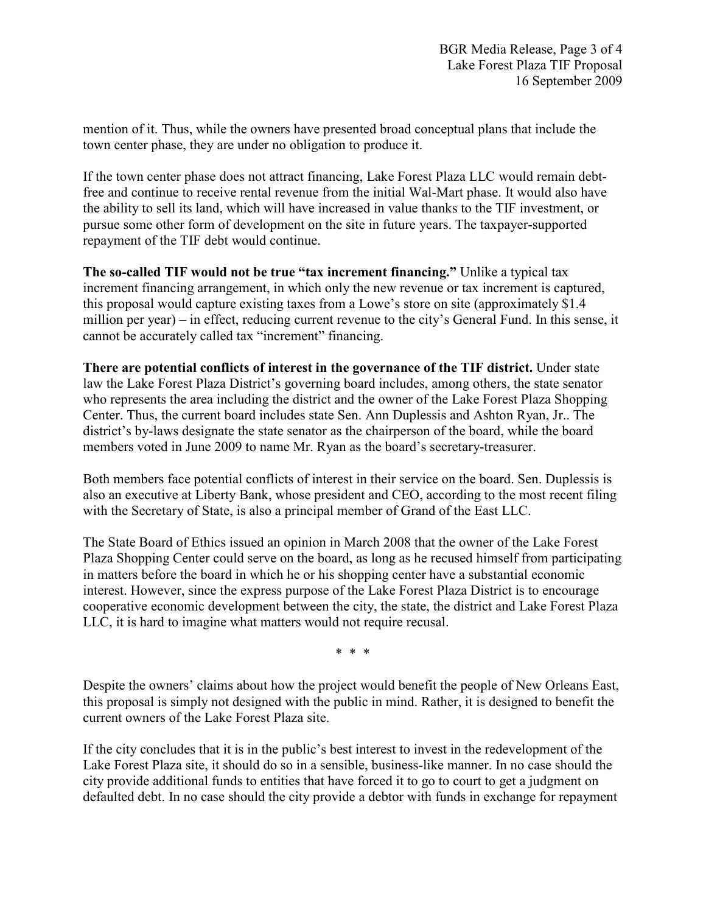mention of it. Thus, while the owners have presented broad conceptual plans that include the town center phase, they are under no obligation to produce it.

If the town center phase does not attract financing, Lake Forest Plaza LLC would remain debt-free and continue to receive rental revenue from the initial Wal-Mart phase. It would also have the ability to sell its land, which will have increased in value thanks to the TIF investment, or pursue some other form of development on the site in future years. The taxpayer-supported repayment of the TIF debt would continue.

**The so-called TIF would not be true "tax increment financing."** Unlike a typical tax increment financing arrangement, in which only the new revenue or tax increment is captured, this proposal would capture existing taxes from a Lowe's store on site (approximately $1.4 million per year) – in effect, reducing current revenue to the city's General Fund. In this sense, it cannot be accurately called tax "increment" financing.

**There are potential conflicts of interest in the governance of the TIF district.** Under state law the Lake Forest Plaza District's governing board includes, among others, the state senator who represents the area including the district and the owner of the Lake Forest Plaza Shopping Center. Thus, the current board includes state Sen. Ann Duplessis and Ashton Ryan, Jr.. The district's by-laws designate the state senator as the chairperson of the board, while the board members voted in June 2009 to name Mr. Ryan as the board's secretary-treasurer.

Both members face potential conflicts of interest in their service on the board. Sen. Duplessis is also an executive at Liberty Bank, whose president and CEO, according to the most recent filing with the Secretary of State, is also a principal member of Grand of the East LLC.

The State Board of Ethics issued an opinion in March 2008 that the owner of the Lake Forest Plaza Shopping Center could serve on the board, as long as he recused himself from participating in matters before the board in which he or his shopping center have a substantial economic interest. However, since the express purpose of the Lake Forest Plaza District is to encourage cooperative economic development between the city, the state, the district and Lake Forest Plaza LLC, it is hard to imagine what matters would not require recusal.

\* \* \*

Despite the owners' claims about how the project would benefit the people of New Orleans East, this proposal is simply not designed with the public in mind. Rather, it is designed to benefit the current owners of the Lake Forest Plaza site.

If the city concludes that it is in the public's best interest to invest in the redevelopment of the Lake Forest Plaza site, it should do so in a sensible, business-like manner. In no case should the city provide additional funds to entities that have forced it to go to court to get a judgment on defaulted debt. In no case should the city provide a debtor with funds in exchange for repayment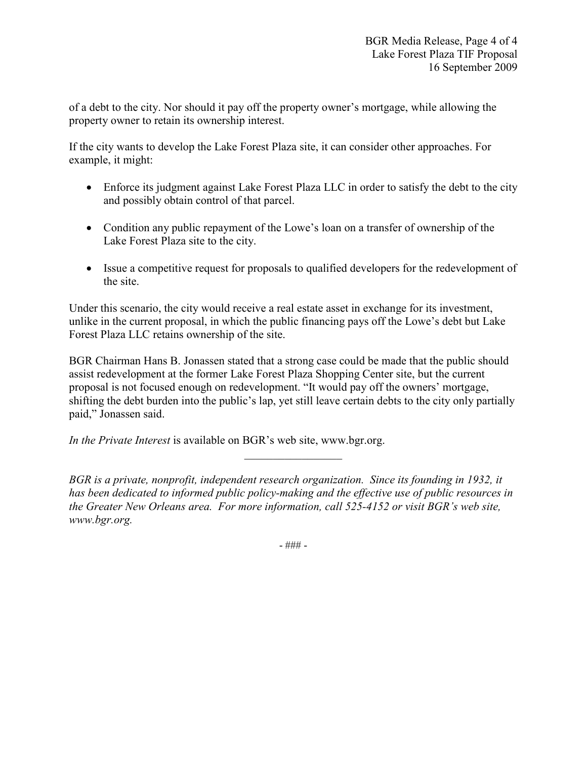of a debt to the city. Nor should it pay off the property owner's mortgage, while allowing the property owner to retain its ownership interest.

If the city wants to develop the Lake Forest Plaza site, it can consider other approaches. For example, it might:

- Enforce its judgment against Lake Forest Plaza LLC in order to satisfy the debt to the city and possibly obtain control of that parcel.
- Condition any public repayment of the Lowe's loan on a transfer of ownership of the Lake Forest Plaza site to the city.
- Issue a competitive request for proposals to qualified developers for the redevelopment of the site.

Under this scenario, the city would receive a real estate asset in exchange for its investment, unlike in the current proposal, in which the public financing pays off the Lowe's debt but Lake Forest Plaza LLC retains ownership of the site.

BGR Chairman Hans B. Jonassen stated that a strong case could be made that the public should assist redevelopment at the former Lake Forest Plaza Shopping Center site, but the current proposal is not focused enough on redevelopment. "It would pay off the owners' mortgage, shifting the debt burden into the public's lap, yet still leave certain debts to the city only partially paid," Jonassen said.

*In the Private Interest* is available on BGR's web site, www.bgr.org.

---

*BGR is a private, nonprofit, independent research organization. Since its founding in 1932, it has been dedicated to informed public policy-making and the effective use of public resources in the Greater New Orleans area. For more information, call 525-4152 or visit BGR's web site, www.bgr.org.*

- ### -